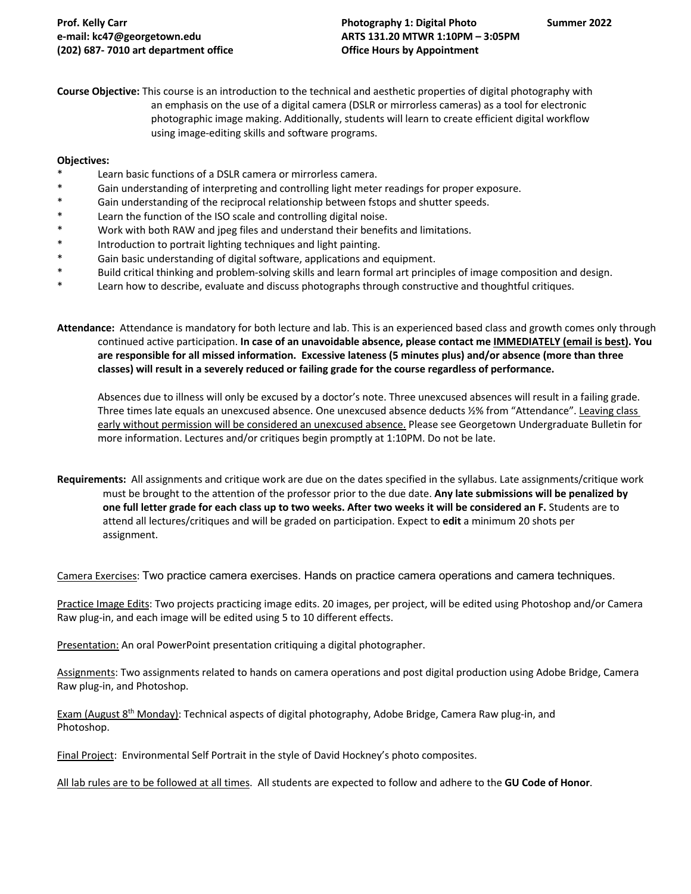**Prof. Kelly Carr**
**e-mail: kc47@georgetown.edu**
**(202) 687- 7010 art department office**

**Photography 1: Digital Photo** **Summer 2022**
**ARTS 131.20 MTWR 1:10PM – 3:05PM**
**Office Hours by Appointment**

**Course Objective:** This course is an introduction to the technical and aesthetic properties of digital photography with an emphasis on the use of a digital camera (DSLR or mirrorless cameras) as a tool for electronic photographic image making. Additionally, students will learn to create efficient digital workflow using image-editing skills and software programs.

**Objectives:**

- Learn basic functions of a DSLR camera or mirrorless camera.
- Gain understanding of interpreting and controlling light meter readings for proper exposure.
- Gain understanding of the reciprocal relationship between fstops and shutter speeds.
- Learn the function of the ISO scale and controlling digital noise.
- Work with both RAW and jpeg files and understand their benefits and limitations.
- Introduction to portrait lighting techniques and light painting.
- Gain basic understanding of digital software, applications and equipment.
- Build critical thinking and problem-solving skills and learn formal art principles of image composition and design.
- Learn how to describe, evaluate and discuss photographs through constructive and thoughtful critiques.

**Attendance:** Attendance is mandatory for both lecture and lab. This is an experienced based class and growth comes only through continued active participation. **In case of an unavoidable absence, please contact me IMMEDIATELY (email is best). You are responsible for all missed information. Excessive lateness (5 minutes plus) and/or absence (more than three classes) will result in a severely reduced or failing grade for the course regardless of performance.**

Absences due to illness will only be excused by a doctor's note. Three unexcused absences will result in a failing grade. Three times late equals an unexcused absence. One unexcused absence deducts ½% from "Attendance". Leaving class early without permission will be considered an unexcused absence. Please see Georgetown Undergraduate Bulletin for more information. Lectures and/or critiques begin promptly at 1:10PM. Do not be late.

**Requirements:** All assignments and critique work are due on the dates specified in the syllabus. Late assignments/critique work must be brought to the attention of the professor prior to the due date. **Any late submissions will be penalized by one full letter grade for each class up to two weeks. After two weeks it will be considered an F.** Students are to attend all lectures/critiques and will be graded on participation. Expect to **edit** a minimum 20 shots per assignment.

Camera Exercises: Two practice camera exercises. Hands on practice camera operations and camera techniques.

Practice Image Edits: Two projects practicing image edits. 20 images, per project, will be edited using Photoshop and/or Camera Raw plug-in, and each image will be edited using 5 to 10 different effects.

Presentation: An oral PowerPoint presentation critiquing a digital photographer.

Assignments: Two assignments related to hands on camera operations and post digital production using Adobe Bridge, Camera Raw plug-in, and Photoshop.

Exam (August 8th Monday): Technical aspects of digital photography, Adobe Bridge, Camera Raw plug-in, and Photoshop.

Final Project: Environmental Self Portrait in the style of David Hockney's photo composites.

All lab rules are to be followed at all times. All students are expected to follow and adhere to the **GU Code of Honor**.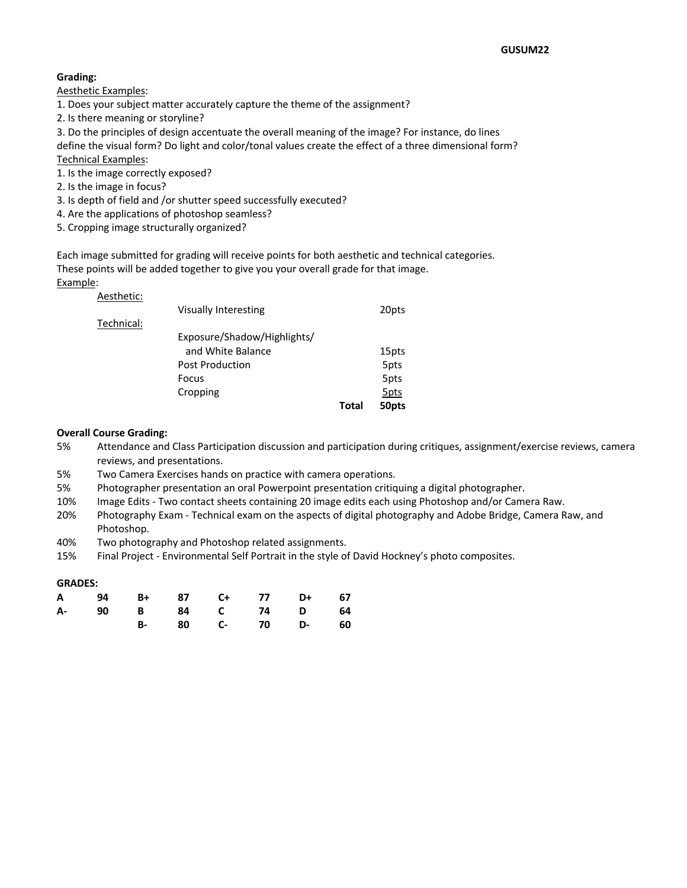**Grading:**

Aesthetic Examples:

1. Does your subject matter accurately capture the theme of the assignment?
2. Is there meaning or storyline?
3. Do the principles of design accentuate the overall meaning of the image? For instance, do lines define the visual form? Do light and color/tonal values create the effect of a three dimensional form?

Technical Examples:

1. Is the image correctly exposed?
2. Is the image in focus?
3. Is depth of field and /or shutter speed successfully executed?
4. Are the applications of photoshop seamless?
5. Cropping image structurally organized?

Each image submitted for grading will receive points for both aesthetic and technical categories. These points will be added together to give you your overall grade for that image.

Example:

| | | | |
|---|---|---|---|
| Aesthetic: | | | |
| | Visually Interesting | | 20pts |
| Technical: | | | |
| | Exposure/Shadow/Highlights/ and White Balance | | 15pts |
| | Post Production | | 5pts |
| | Focus | | 5pts |
| | Cropping | | 5pts |
| | | **Total** | **50pts** |

**Overall Course Grading:**

- 5% Attendance and Class Participation discussion and participation during critiques, assignment/exercise reviews, camera reviews, and presentations.
- 5% Two Camera Exercises hands on practice with camera operations.
- 5% Photographer presentation an oral Powerpoint presentation critiquing a digital photographer.
- 10% Image Edits - Two contact sheets containing 20 image edits each using Photoshop and/or Camera Raw.
- 20% Photography Exam - Technical exam on the aspects of digital photography and Adobe Bridge, Camera Raw, and Photoshop.
- 40% Two photography and Photoshop related assignments.
- 15% Final Project - Environmental Self Portrait in the style of David Hockney's photo composites.

**GRADES:**

| | | | | | | | |
|---|---|---|---|---|---|---|---|
| **A** | **94** | **B+** | **87** | **C+** | **77** | **D+** | **67** |
| **A-** | **90** | **B** | **84** | **C** | **74** | **D** | **64** |
| | | **B-** | **80** | **C-** | **70** | **D-** | **60** |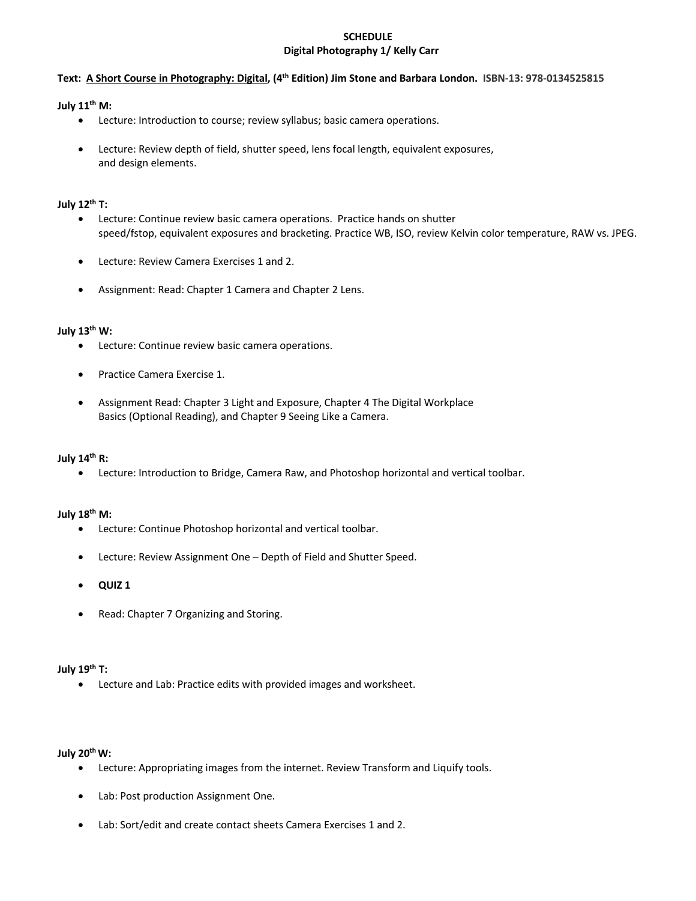**SCHEDULE**

**Digital Photography 1/ Kelly Carr**

**Text: A Short Course in Photography: Digital, (4th Edition) Jim Stone and Barbara London. ISBN-13: 978-0134525815**

**July 11th M:**

- Lecture: Introduction to course; review syllabus; basic camera operations.
- Lecture: Review depth of field, shutter speed, lens focal length, equivalent exposures, and design elements.

**July 12th T:**

- Lecture: Continue review basic camera operations. Practice hands on shutter speed/fstop, equivalent exposures and bracketing. Practice WB, ISO, review Kelvin color temperature, RAW vs. JPEG.
- Lecture: Review Camera Exercises 1 and 2.
- Assignment: Read: Chapter 1 Camera and Chapter 2 Lens.

**July 13th W:**

- Lecture: Continue review basic camera operations.
- Practice Camera Exercise 1.
- Assignment Read: Chapter 3 Light and Exposure, Chapter 4 The Digital Workplace Basics (Optional Reading), and Chapter 9 Seeing Like a Camera.

**July 14th R:**

- Lecture: Introduction to Bridge, Camera Raw, and Photoshop horizontal and vertical toolbar.

**July 18th M:**

- Lecture: Continue Photoshop horizontal and vertical toolbar.
- Lecture: Review Assignment One – Depth of Field and Shutter Speed.
- **QUIZ 1**
- Read: Chapter 7 Organizing and Storing.

**July 19th T:**

- Lecture and Lab: Practice edits with provided images and worksheet.

**July 20th W:**

- Lecture: Appropriating images from the internet. Review Transform and Liquify tools.
- Lab: Post production Assignment One.
- Lab: Sort/edit and create contact sheets Camera Exercises 1 and 2.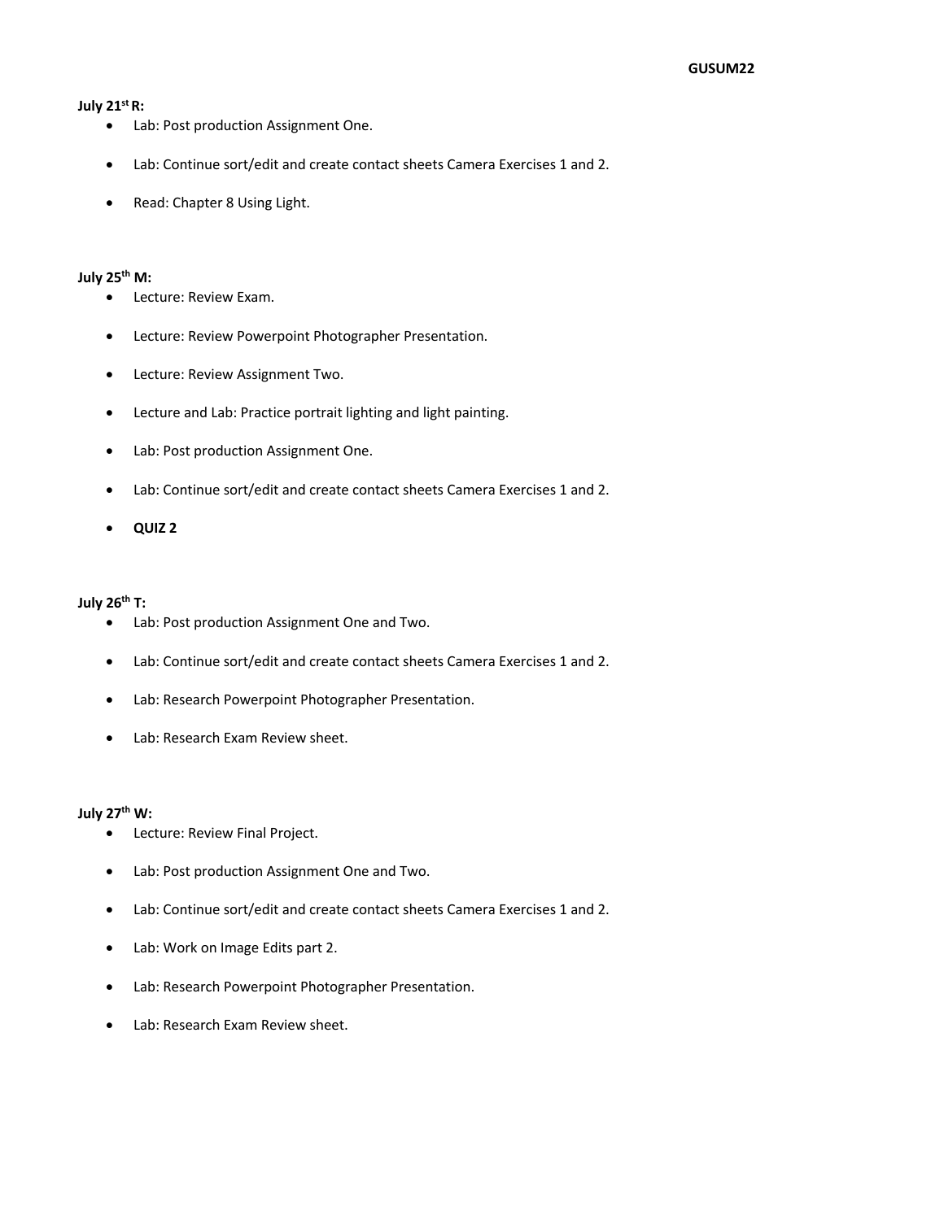**July 21st R:**

- Lab: Post production Assignment One.
- Lab: Continue sort/edit and create contact sheets Camera Exercises 1 and 2.
- Read: Chapter 8 Using Light.

**July 25th M:**

- Lecture: Review Exam.
- Lecture: Review Powerpoint Photographer Presentation.
- Lecture: Review Assignment Two.
- Lecture and Lab: Practice portrait lighting and light painting.
- Lab: Post production Assignment One.
- Lab: Continue sort/edit and create contact sheets Camera Exercises 1 and 2.
- **QUIZ 2**

**July 26th T:**

- Lab: Post production Assignment One and Two.
- Lab: Continue sort/edit and create contact sheets Camera Exercises 1 and 2.
- Lab: Research Powerpoint Photographer Presentation.
- Lab: Research Exam Review sheet.

**July 27th W:**

- Lecture: Review Final Project.
- Lab: Post production Assignment One and Two.
- Lab: Continue sort/edit and create contact sheets Camera Exercises 1 and 2.
- Lab: Work on Image Edits part 2.
- Lab: Research Powerpoint Photographer Presentation.
- Lab: Research Exam Review sheet.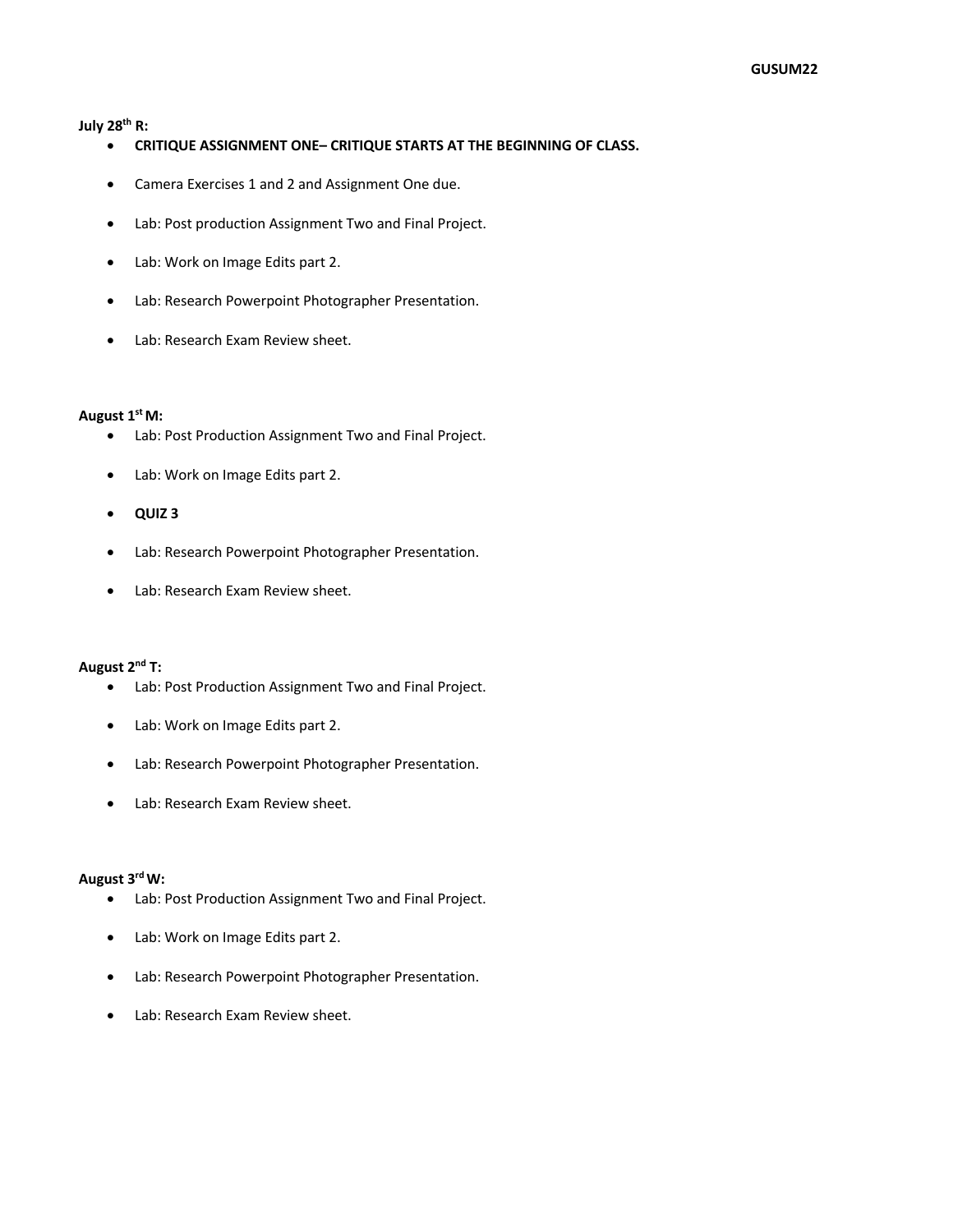**July 28th R:**

- **CRITIQUE ASSIGNMENT ONE– CRITIQUE STARTS AT THE BEGINNING OF CLASS.**
- Camera Exercises 1 and 2 and Assignment One due.
- Lab: Post production Assignment Two and Final Project.
- Lab: Work on Image Edits part 2.
- Lab: Research Powerpoint Photographer Presentation.
- Lab: Research Exam Review sheet.

**August 1st M:**

- Lab: Post Production Assignment Two and Final Project.
- Lab: Work on Image Edits part 2.
- **QUIZ 3**
- Lab: Research Powerpoint Photographer Presentation.
- Lab: Research Exam Review sheet.

**August 2nd T:**

- Lab: Post Production Assignment Two and Final Project.
- Lab: Work on Image Edits part 2.
- Lab: Research Powerpoint Photographer Presentation.
- Lab: Research Exam Review sheet.

**August 3rd W:**

- Lab: Post Production Assignment Two and Final Project.
- Lab: Work on Image Edits part 2.
- Lab: Research Powerpoint Photographer Presentation.
- Lab: Research Exam Review sheet.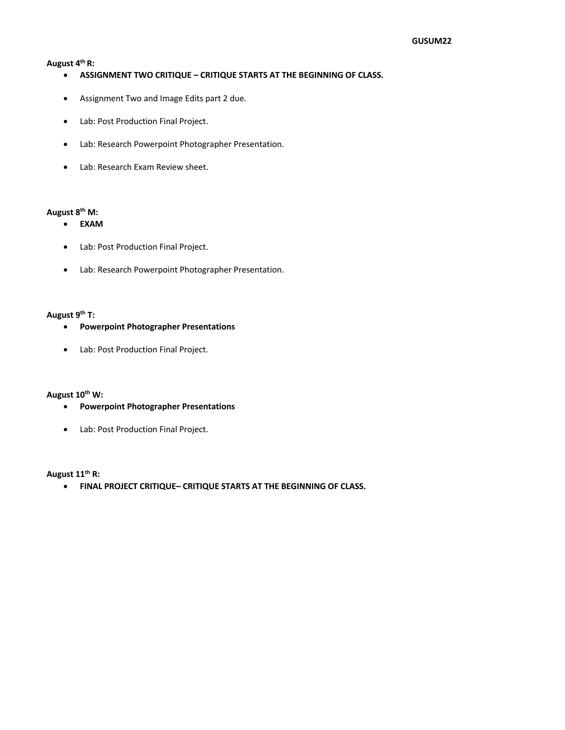**August 4th R:**

- **ASSIGNMENT TWO CRITIQUE – CRITIQUE STARTS AT THE BEGINNING OF CLASS.**
- Assignment Two and Image Edits part 2 due.
- Lab: Post Production Final Project.
- Lab: Research Powerpoint Photographer Presentation.
- Lab: Research Exam Review sheet.

**August 8th M:**

- **EXAM**
- Lab: Post Production Final Project.
- Lab: Research Powerpoint Photographer Presentation.

**August 9th T:**

- **Powerpoint Photographer Presentations**
- Lab: Post Production Final Project.

**August 10th W:**

- **Powerpoint Photographer Presentations**
- Lab: Post Production Final Project.

**August 11th R:**

- **FINAL PROJECT CRITIQUE– CRITIQUE STARTS AT THE BEGINNING OF CLASS.**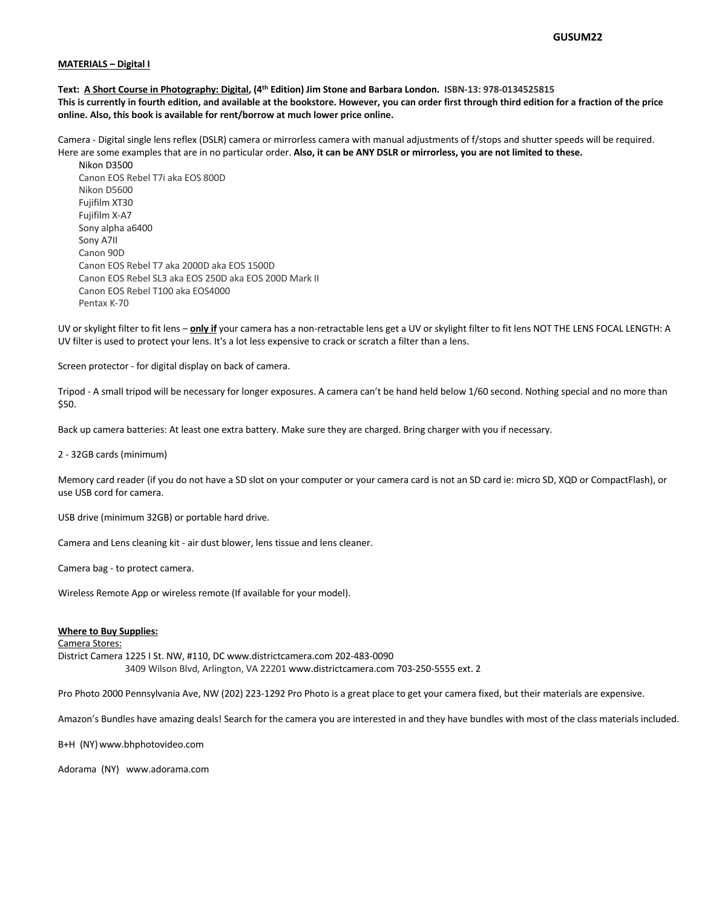GUSUM22

**MATERIALS – Digital I**

**Text: A Short Course in Photography: Digital, (4th Edition) Jim Stone and Barbara London. ISBN-13: 978-0134525815**
**This is currently in fourth edition, and available at the bookstore. However, you can order first through third edition for a fraction of the price online. Also, this book is available for rent/borrow at much lower price online.**

Camera - Digital single lens reflex (DSLR) camera or mirrorless camera with manual adjustments of f/stops and shutter speeds will be required. Here are some examples that are in no particular order. **Also, it can be ANY DSLR or mirrorless, you are not limited to these.**

- Nikon D3500
- Canon EOS Rebel T7i aka EOS 800D
- Nikon D5600
- Fujifilm XT30
- Fujifilm X-A7
- Sony alpha a6400
- Sony A7II
- Canon 90D
- Canon EOS Rebel T7 aka 2000D aka EOS 1500D
- Canon EOS Rebel SL3 aka EOS 250D aka EOS 200D Mark II
- Canon EOS Rebel T100 aka EOS4000
- Pentax K-70

UV or skylight filter to fit lens – **only if** your camera has a non-retractable lens get a UV or skylight filter to fit lens NOT THE LENS FOCAL LENGTH: A UV filter is used to protect your lens. It's a lot less expensive to crack or scratch a filter than a lens.

Screen protector - for digital display on back of camera.

Tripod - A small tripod will be necessary for longer exposures. A camera can't be hand held below 1/60 second. Nothing special and no more than $50.

Back up camera batteries: At least one extra battery. Make sure they are charged. Bring charger with you if necessary.

2 - 32GB cards (minimum)

Memory card reader (if you do not have a SD slot on your computer or your camera card is not an SD card ie: micro SD, XQD or CompactFlash), or use USB cord for camera.

USB drive (minimum 32GB) or portable hard drive.

Camera and Lens cleaning kit - air dust blower, lens tissue and lens cleaner.

Camera bag - to protect camera.

Wireless Remote App or wireless remote (If available for your model).

**Where to Buy Supplies:**

Camera Stores:

District Camera 1225 I St. NW, #110, DC www.districtcamera.com 202-483-0090
3409 Wilson Blvd, Arlington, VA 22201 www.districtcamera.com 703-250-5555 ext. 2

Pro Photo 2000 Pennsylvania Ave, NW (202) 223-1292 Pro Photo is a great place to get your camera fixed, but their materials are expensive.

Amazon's Bundles have amazing deals! Search for the camera you are interested in and they have bundles with most of the class materials included.

B+H (NY) www.bhphotovideo.com

Adorama (NY) www.adorama.com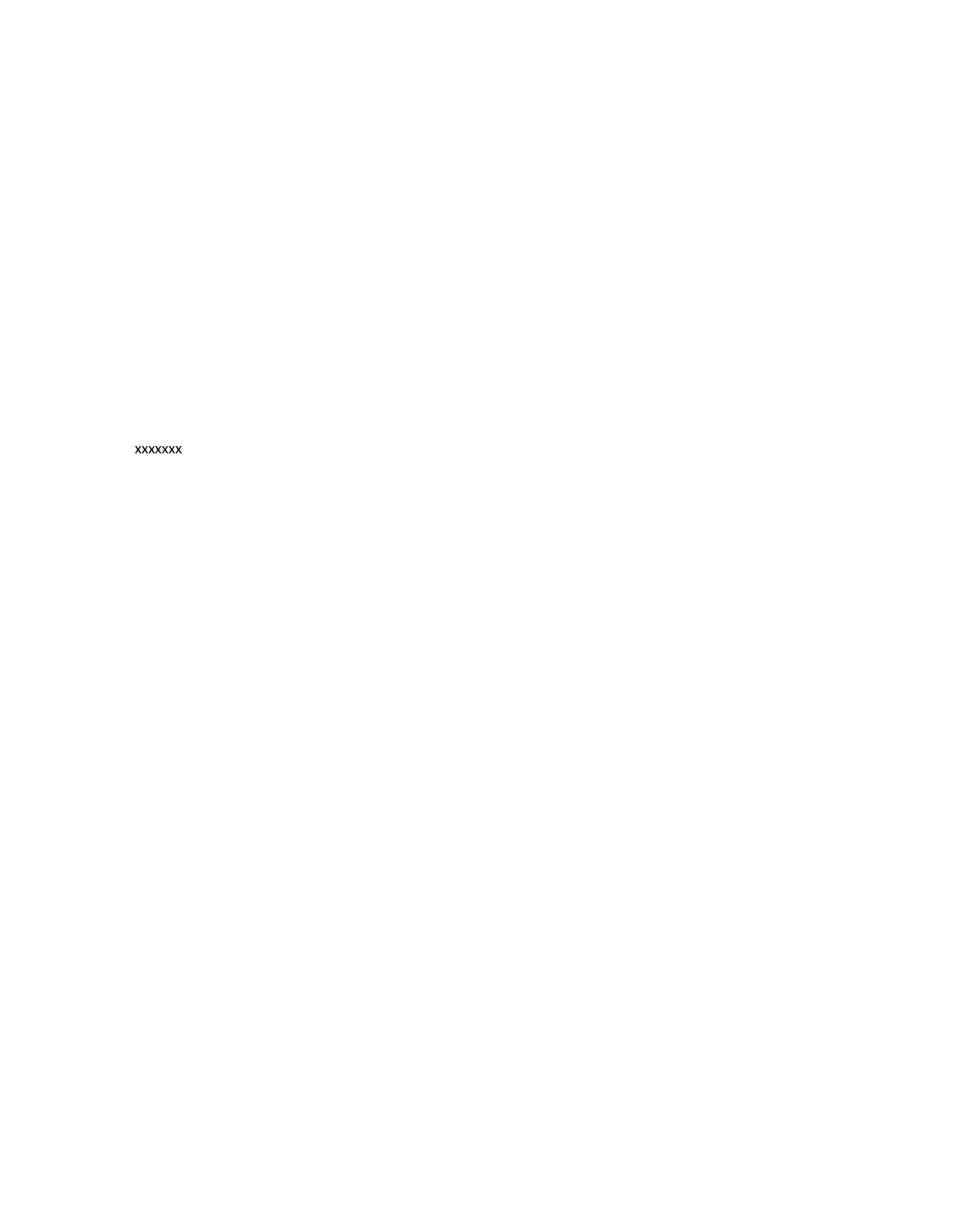xxxxxxx